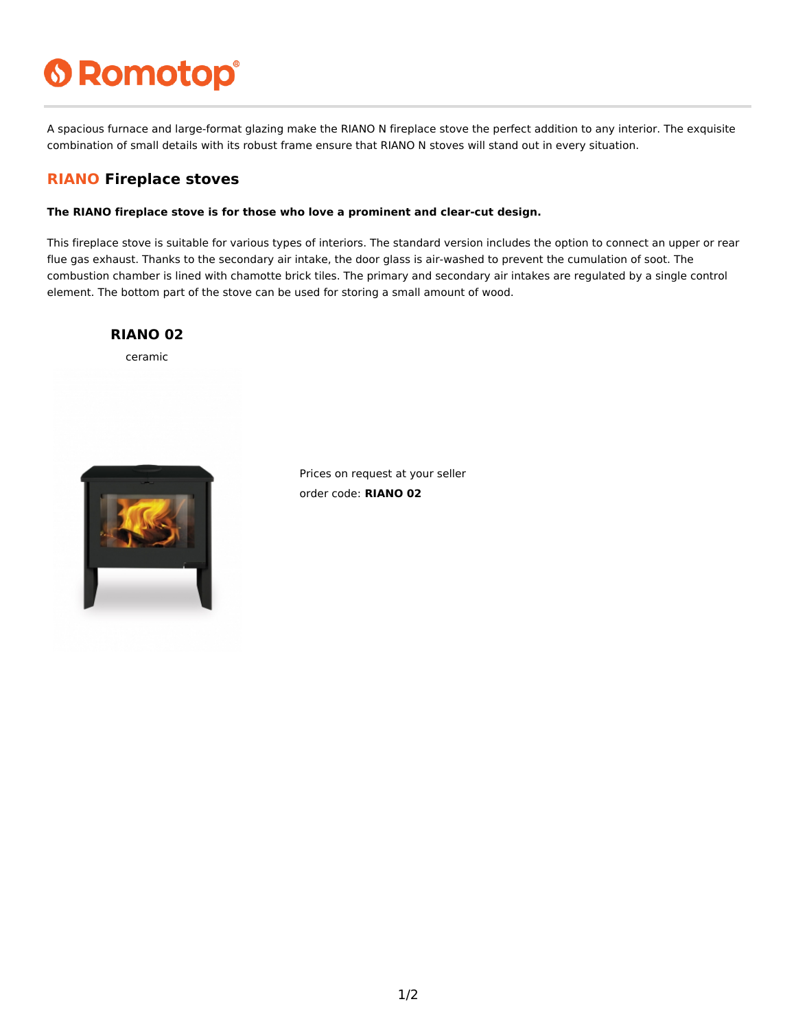# Romotop

A spacious furnace and large-format glazing make the RIANO N fireplace stove the perfect addition to any interior. The exquisite combination of small details with its robust frame ensure that RIANO N stoves will stand out in every situation.

## RIANO Fireplace stoves

**The RIANO fireplace stove is for those who love a prominent and clear-cut design.**

This fireplace stove is suitable for various types of interiors. The standard version includes the option to connect an upper or rear flue gas exhaust. Thanks to the secondary air intake, the door glass is air-washed to prevent the cumulation of soot. The combustion chamber is lined with chamotte brick tiles. The primary and secondary air intakes are regulated by a single control element. The bottom part of the stove can be used for storing a small amount of wood.

### RIANO 02

ceramic

Prices on request at your seller

order code: **RIANO 02**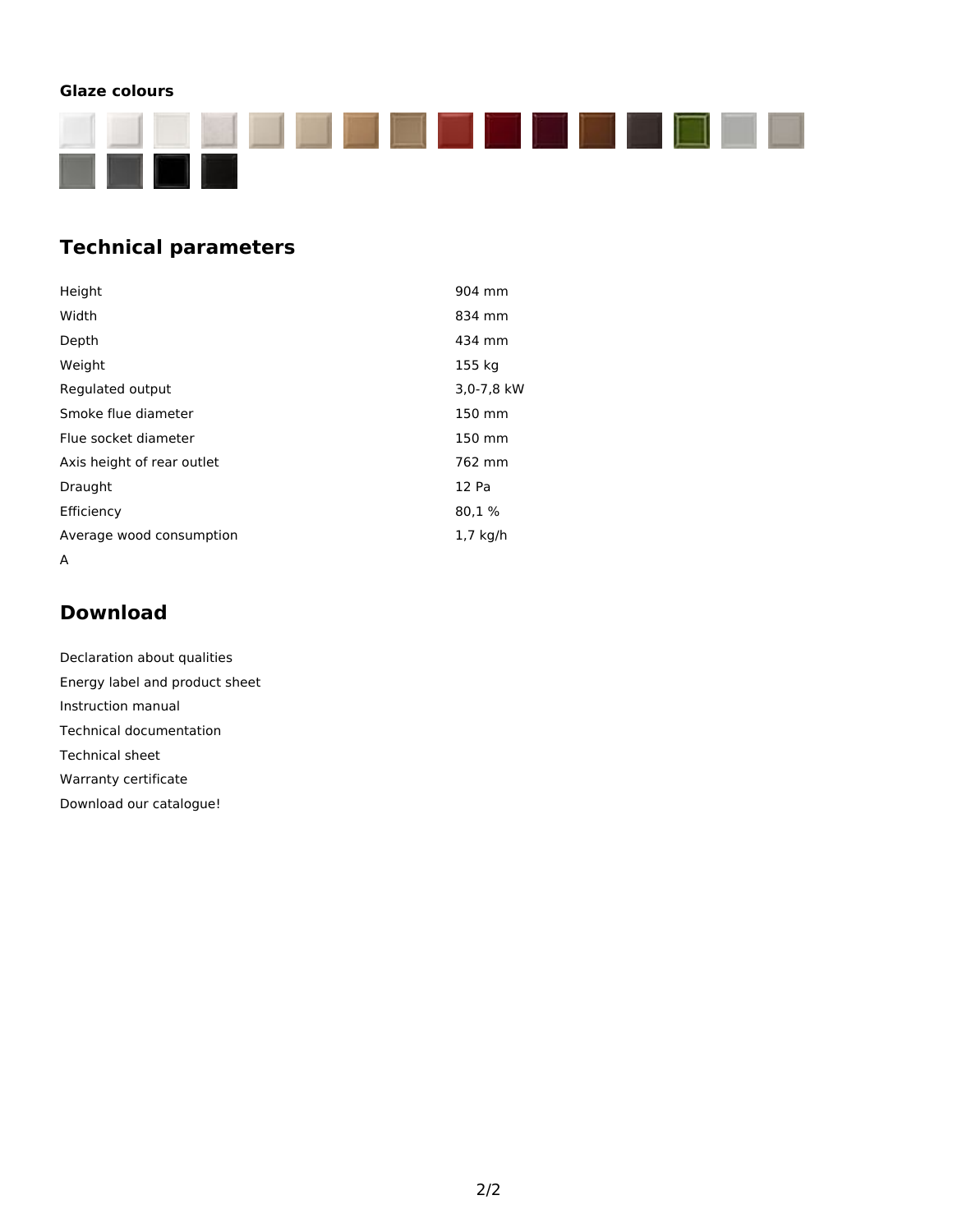### Glaze colours

## Technical parameters

| | |
|---|---|
| Height | 904 mm |
| Width | 834 mm |
| Depth | 434 mm |
| Weight | 155 kg |
| Regulated output | 3,0-7,8 kW |
| Smoke flue diameter | 150 mm |
| Flue socket diameter | 150 mm |
| Axis height of rear outlet | 762 mm |
| Draught | 12 Pa |
| Efficiency | 80,1 % |
| Average wood consumption | 1,7 kg/h |
| A | |

## Download

Declaration about qualities

Energy label and product sheet

Instruction manual

Technical documentation

Technical sheet

Warranty certificate

Download our catalogue!